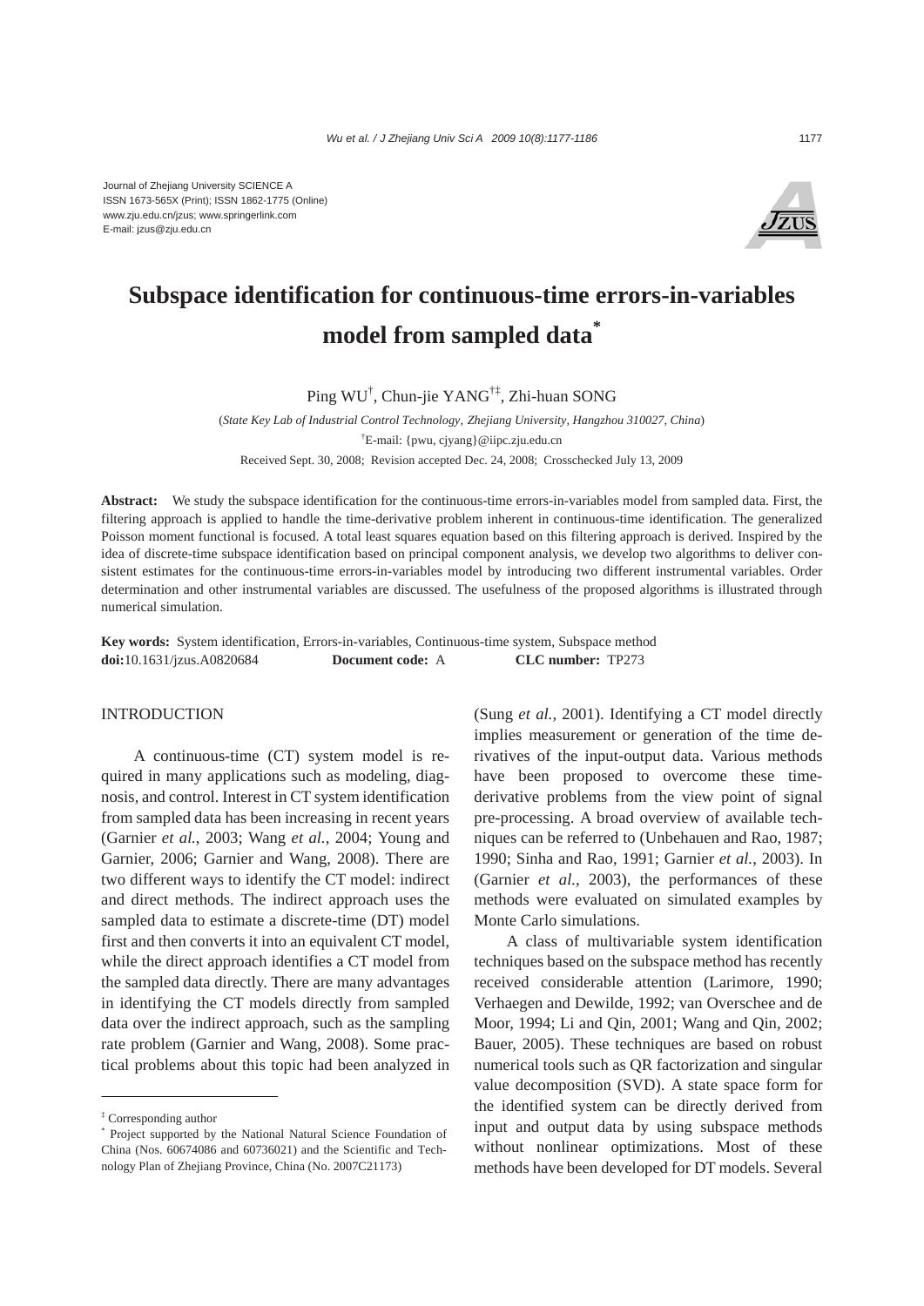Journal of Zhejiang University SCIENCE A
ISSN 1673-565X (Print); ISSN 1862-1775 (Online)
www.zju.edu.cn/jzus; www.springerlink.com
E-mail: jzus@zju.edu.cn

# Subspace identification for continuous-time errors-in-variables model from sampled data*

Ping WU[†], Chun-jie YANG[†‡], Zhi-huan SONG

(*State Key Lab of Industrial Control Technology, Zhejiang University, Hangzhou 310027, China*)

[†]E-mail: {pwu, cjyang}@iipc.zju.edu.cn

Received Sept. 30, 2008; Revision accepted Dec. 24, 2008; Crosschecked July 13, 2009

**Abstract:** We study the subspace identification for the continuous-time errors-in-variables model from sampled data. First, the filtering approach is applied to handle the time-derivative problem inherent in continuous-time identification. The generalized Poisson moment functional is focused. A total least squares equation based on this filtering approach is derived. Inspired by the idea of discrete-time subspace identification based on principal component analysis, we develop two algorithms to deliver consistent estimates for the continuous-time errors-in-variables model by introducing two different instrumental variables. Order determination and other instrumental variables are discussed. The usefulness of the proposed algorithms is illustrated through numerical simulation.

**Key words:** System identification, Errors-in-variables, Continuous-time system, Subspace method
**doi:**10.1631/jzus.A0820684 **Document code:** A **CLC number:** TP273

## INTRODUCTION

A continuous-time (CT) system model is required in many applications such as modeling, diagnosis, and control. Interest in CT system identification from sampled data has been increasing in recent years (Garnier *et al.*, 2003; Wang *et al.*, 2004; Young and Garnier, 2006; Garnier and Wang, 2008). There are two different ways to identify the CT model: indirect and direct methods. The indirect approach uses the sampled data to estimate a discrete-time (DT) model first and then converts it into an equivalent CT model, while the direct approach identifies a CT model from the sampled data directly. There are many advantages in identifying the CT models directly from sampled data over the indirect approach, such as the sampling rate problem (Garnier and Wang, 2008). Some practical problems about this topic had been analyzed in (Sung *et al.*, 2001). Identifying a CT model directly implies measurement or generation of the time derivatives of the input-output data. Various methods have been proposed to overcome these time-derivative problems from the view point of signal pre-processing. A broad overview of available techniques can be referred to (Unbehauen and Rao, 1987; 1990; Sinha and Rao, 1991; Garnier *et al.*, 2003). In (Garnier *et al.*, 2003), the performances of these methods were evaluated on simulated examples by Monte Carlo simulations.

A class of multivariable system identification techniques based on the subspace method has recently received considerable attention (Larimore, 1990; Verhaegen and Dewilde, 1992; van Overschee and de Moor, 1994; Li and Qin, 2001; Wang and Qin, 2002; Bauer, 2005). These techniques are based on robust numerical tools such as QR factorization and singular value decomposition (SVD). A state space form for the identified system can be directly derived from input and output data by using subspace methods without nonlinear optimizations. Most of these methods have been developed for DT models. Several

---

[‡] Corresponding author

[*] Project supported by the National Natural Science Foundation of China (Nos. 60674086 and 60736021) and the Scientific and Technology Plan of Zhejiang Province, China (No. 2007C21173)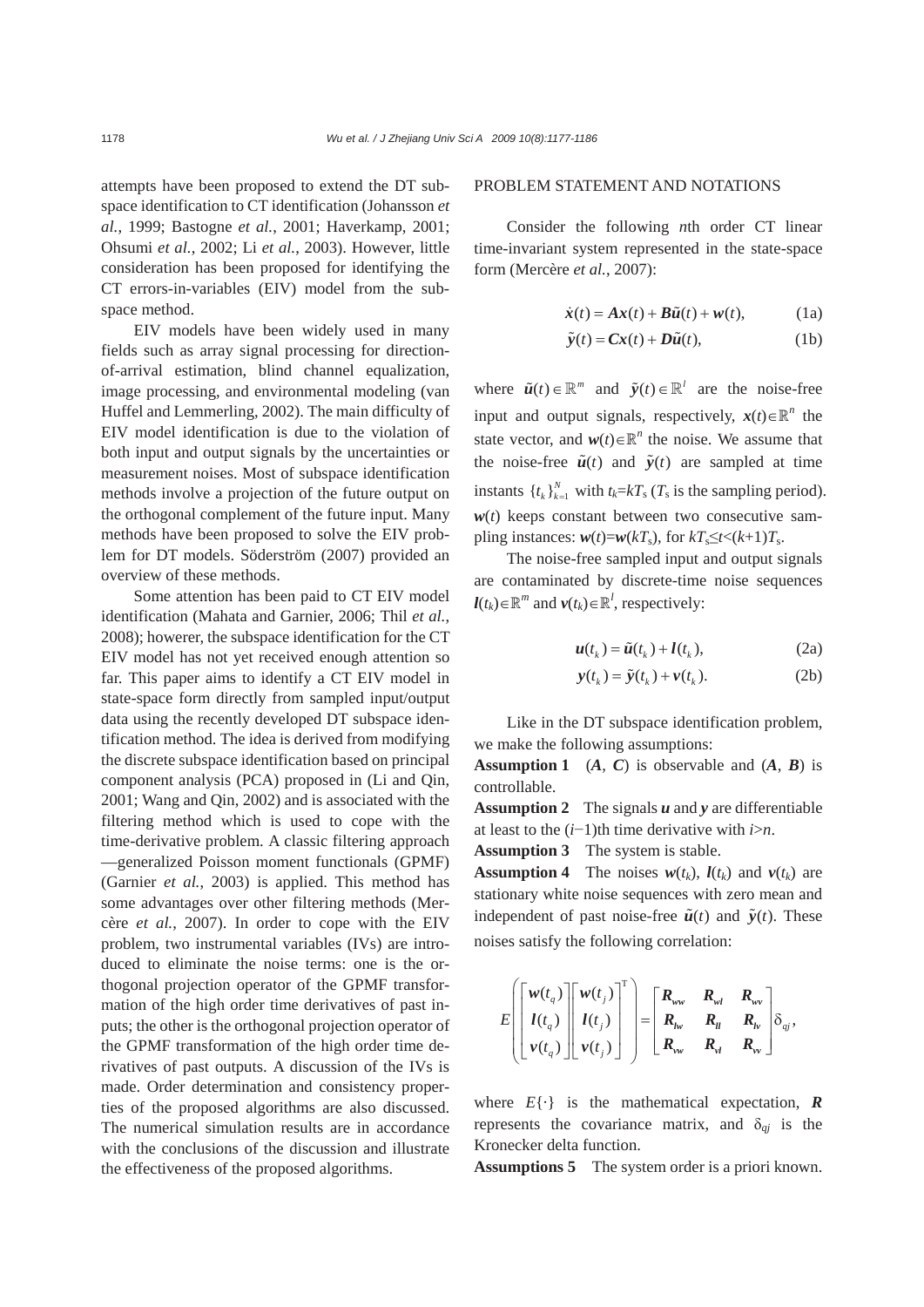attempts have been proposed to extend the DT subspace identification to CT identification (Johansson *et al.*, 1999; Bastogne *et al.*, 2001; Haverkamp, 2001; Ohsumi *et al.*, 2002; Li *et al.*, 2003). However, little consideration has been proposed for identifying the CT errors-in-variables (EIV) model from the subspace method.

EIV models have been widely used in many fields such as array signal processing for direction-of-arrival estimation, blind channel equalization, image processing, and environmental modeling (van Huffel and Lemmerling, 2002). The main difficulty of EIV model identification is due to the violation of both input and output signals by the uncertainties or measurement noises. Most of subspace identification methods involve a projection of the future output on the orthogonal complement of the future input. Many methods have been proposed to solve the EIV problem for DT models. Söderström (2007) provided an overview of these methods.

Some attention has been paid to CT EIV model identification (Mahata and Garnier, 2006; Thil *et al.*, 2008); howerer, the subspace identification for the CT EIV model has not yet received enough attention so far. This paper aims to identify a CT EIV model in state-space form directly from sampled input/output data using the recently developed DT subspace identification method. The idea is derived from modifying the discrete subspace identification based on principal component analysis (PCA) proposed in (Li and Qin, 2001; Wang and Qin, 2002) and is associated with the filtering method which is used to cope with the time-derivative problem. A classic filtering approach —generalized Poisson moment functionals (GPMF) (Garnier *et al.*, 2003) is applied. This method has some advantages over other filtering methods (Mercère *et al.*, 2007). In order to cope with the EIV problem, two instrumental variables (IVs) are introduced to eliminate the noise terms: one is the orthogonal projection operator of the GPMF transformation of the high order time derivatives of past inputs; the other is the orthogonal projection operator of the GPMF transformation of the high order time derivatives of past outputs. A discussion of the IVs is made. Order determination and consistency properties of the proposed algorithms are also discussed. The numerical simulation results are in accordance with the conclusions of the discussion and illustrate the effectiveness of the proposed algorithms.

## PROBLEM STATEMENT AND NOTATIONS

Consider the following $n$th order CT linear time-invariant system represented in the state-space form (Mercère *et al.*, 2007):

$$\dot{\boldsymbol{x}}(t) = \boldsymbol{A}\boldsymbol{x}(t) + \boldsymbol{B}\tilde{\boldsymbol{u}}(t) + \boldsymbol{w}(t), \tag{1a}$$

$$\tilde{\boldsymbol{y}}(t) = \boldsymbol{C}\boldsymbol{x}(t) + \boldsymbol{D}\tilde{\boldsymbol{u}}(t), \tag{1b}$$

where $\tilde{\boldsymbol{u}}(t) \in \mathbb{R}^m$ and $\tilde{\boldsymbol{y}}(t) \in \mathbb{R}^l$ are the noise-free input and output signals, respectively, $\boldsymbol{x}(t)\in\mathbb{R}^n$ the state vector, and $\boldsymbol{w}(t)\in\mathbb{R}^n$ the noise. We assume that the noise-free $\tilde{\boldsymbol{u}}(t)$ and $\tilde{\boldsymbol{y}}(t)$ are sampled at time instants $\{t_k\}_{k=1}^N$ with $t_k=kT_s$ ($T_s$ is the sampling period). $\boldsymbol{w}(t)$ keeps constant between two consecutive sampling instances: $\boldsymbol{w}(t)=\boldsymbol{w}(kT_s)$, for $kT_s \le t<(k+1)T_s$.

The noise-free sampled input and output signals are contaminated by discrete-time noise sequences $\boldsymbol{l}(t_k)\in\mathbb{R}^m$ and $\boldsymbol{v}(t_k)\in\mathbb{R}^l$, respectively:

$$\boldsymbol{u}(t_k) = \tilde{\boldsymbol{u}}(t_k) + \boldsymbol{l}(t_k), \tag{2a}$$

$$\boldsymbol{y}(t_k) = \tilde{\boldsymbol{y}}(t_k) + \boldsymbol{v}(t_k). \tag{2b}$$

Like in the DT subspace identification problem, we make the following assumptions:

**Assumption 1** ($\boldsymbol{A}$, $\boldsymbol{C}$) is observable and ($\boldsymbol{A}$, $\boldsymbol{B}$) is controllable.

**Assumption 2** The signals $\boldsymbol{u}$ and $\boldsymbol{y}$ are differentiable at least to the $(i-1)$th time derivative with $i>n$.

**Assumption 3** The system is stable.

**Assumption 4** The noises $\boldsymbol{w}(t_k)$, $\boldsymbol{l}(t_k)$ and $\boldsymbol{v}(t_k)$ are stationary white noise sequences with zero mean and independent of past noise-free $\tilde{\boldsymbol{u}}(t)$ and $\tilde{\boldsymbol{y}}(t)$. These noises satisfy the following correlation:

$$E\left(\begin{bmatrix} \boldsymbol{w}(t_q) \\ \boldsymbol{l}(t_q) \\ \boldsymbol{v}(t_q) \end{bmatrix}\begin{bmatrix} \boldsymbol{w}(t_j) \\ \boldsymbol{l}(t_j) \\ \boldsymbol{v}(t_j) \end{bmatrix}^{\mathrm{T}}\right) = \begin{bmatrix} \boldsymbol{R}_{ww} & \boldsymbol{R}_{wl} & \boldsymbol{R}_{wv} \\ \boldsymbol{R}_{lw} & \boldsymbol{R}_{ll} & \boldsymbol{R}_{lv} \\ \boldsymbol{R}_{vw} & \boldsymbol{R}_{vl} & \boldsymbol{R}_{vv} \end{bmatrix}\delta_{qj},$$

where $E\{\cdot\}$ is the mathematical expectation, $\boldsymbol{R}$ represents the covariance matrix, and $\delta_{qj}$ is the Kronecker delta function.

**Assumptions 5** The system order is a priori known.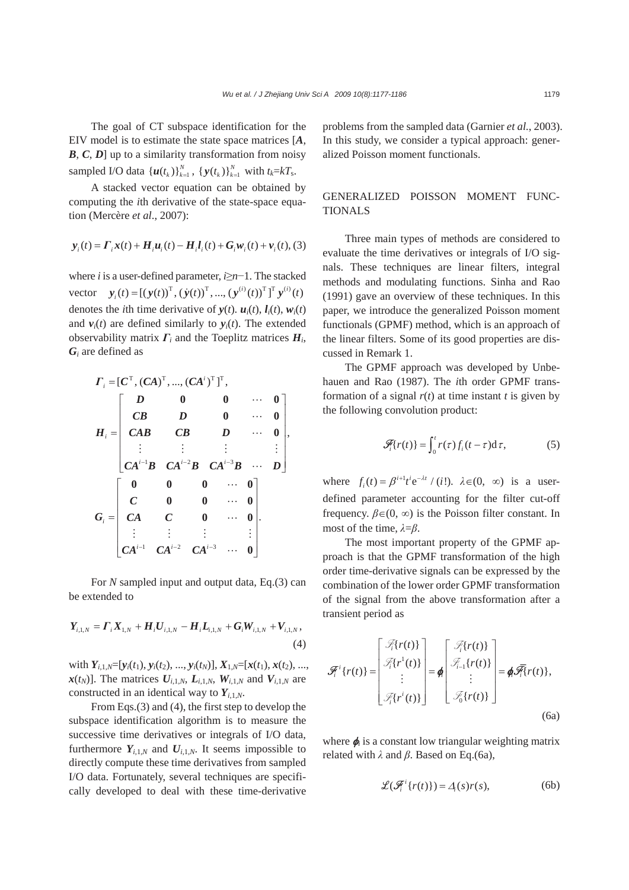The goal of CT subspace identification for the EIV model is to estimate the state space matrices [$\boldsymbol{A}$, $\boldsymbol{B}$, $\boldsymbol{C}$, $\boldsymbol{D}$] up to a similarity transformation from noisy sampled I/O data $\{\boldsymbol{u}(t_k)\}_{k=1}^N$, $\{\boldsymbol{y}(t_k)\}_{k=1}^N$ with $t_k=kT_s$.

A stacked vector equation can be obtained by computing the $i$th derivative of the state-space equation (Mercère *et al*., 2007):

$$\boldsymbol{y}_i(t)=\boldsymbol{\Gamma}_i\boldsymbol{x}(t)+\boldsymbol{H}_i\boldsymbol{u}_i(t)-\boldsymbol{H}_i\boldsymbol{l}_i(t)+\boldsymbol{G}_i\boldsymbol{w}_i(t)+\boldsymbol{v}_i(t),\quad(3)$$

where $i$ is a user-defined parameter, $i\geq n-1$. The stacked vector $\boldsymbol{y}_i(t)=[(\boldsymbol{y}(t))^{\mathrm{T}},(\dot{\boldsymbol{y}}(t))^{\mathrm{T}},...,(\boldsymbol{y}^{(i)}(t))^{\mathrm{T}}]^{\mathrm{T}}$ $\boldsymbol{y}^{(i)}(t)$ denotes the $i$th time derivative of $\boldsymbol{y}(t)$. $\boldsymbol{u}_i(t)$, $\boldsymbol{l}_i(t)$, $\boldsymbol{w}_i(t)$ and $\boldsymbol{v}_i(t)$ are defined similarly to $\boldsymbol{y}_i(t)$. The extended observability matrix $\boldsymbol{\Gamma}_i$ and the Toeplitz matrices $\boldsymbol{H}_i$, $\boldsymbol{G}_i$ are defined as

$$\boldsymbol{\Gamma}_i=[\boldsymbol{C}^{\mathrm{T}},(\boldsymbol{CA})^{\mathrm{T}},...,(\boldsymbol{CA}^i)^{\mathrm{T}}]^{\mathrm{T}},$$

$$\boldsymbol{H}_i=\begin{bmatrix}\boldsymbol{D} & \boldsymbol{0} & \boldsymbol{0} & \cdots & \boldsymbol{0}\\ \boldsymbol{CB} & \boldsymbol{D} & \boldsymbol{0} & \cdots & \boldsymbol{0}\\ \boldsymbol{CAB} & \boldsymbol{CB} & \boldsymbol{D} & \cdots & \boldsymbol{0}\\ \vdots & \vdots & \vdots & & \vdots\\ \boldsymbol{CA}^{i-1}\boldsymbol{B} & \boldsymbol{CA}^{i-2}\boldsymbol{B} & \boldsymbol{CA}^{i-3}\boldsymbol{B} & \cdots & \boldsymbol{D}\end{bmatrix},$$

$$\boldsymbol{G}_i=\begin{bmatrix}\boldsymbol{0} & \boldsymbol{0} & \boldsymbol{0} & \cdots & \boldsymbol{0}\\ \boldsymbol{C} & \boldsymbol{0} & \boldsymbol{0} & \cdots & \boldsymbol{0}\\ \boldsymbol{CA} & \boldsymbol{C} & \boldsymbol{0} & \cdots & \boldsymbol{0}\\ \vdots & \vdots & \vdots & & \vdots\\ \boldsymbol{CA}^{i-1} & \boldsymbol{CA}^{i-2} & \boldsymbol{CA}^{i-3} & \cdots & \boldsymbol{0}\end{bmatrix}.$$

For $N$ sampled input and output data, Eq.(3) can be extended to

$$\boldsymbol{Y}_{i,1,N}=\boldsymbol{\Gamma}_i\boldsymbol{X}_{1,N}+\boldsymbol{H}_i\boldsymbol{U}_{i,1,N}-\boldsymbol{H}_i\boldsymbol{L}_{i,1,N}+\boldsymbol{G}_i\boldsymbol{W}_{i,1,N}+\boldsymbol{V}_{i,1,N},\quad(4)$$

with $\boldsymbol{Y}_{i,1,N}=[\boldsymbol{y}_i(t_1),\boldsymbol{y}_i(t_2),...,\boldsymbol{y}_i(t_N)]$, $\boldsymbol{X}_{1,N}=[\boldsymbol{x}(t_1),\boldsymbol{x}(t_2),...,\boldsymbol{x}(t_N)]$. The matrices $\boldsymbol{U}_{i,1,N}$, $\boldsymbol{L}_{i,1,N}$, $\boldsymbol{W}_{i,1,N}$ and $\boldsymbol{V}_{i,1,N}$ are constructed in an identical way to $\boldsymbol{Y}_{i,1,N}$.

From Eqs.(3) and (4), the first step to develop the subspace identification algorithm is to measure the successive time derivatives or integrals of I/O data, furthermore $\boldsymbol{Y}_{i,1,N}$ and $\boldsymbol{U}_{i,1,N}$. It seems impossible to directly compute these time derivatives from sampled I/O data. Fortunately, several techniques are specifically developed to deal with these time-derivative problems from the sampled data (Garnier *et al.*, 2003). In this study, we consider a typical approach: generalized Poisson moment functionals.

## GENERALIZED POISSON MOMENT FUNCTIONALS

Three main types of methods are considered to evaluate the time derivatives or integrals of I/O signals. These techniques are linear filters, integral methods and modulating functions. Sinha and Rao (1991) gave an overview of these techniques. In this paper, we introduce the generalized Poisson moment functionals (GPMF) method, which is an approach of the linear filters. Some of its good properties are discussed in Remark 1.

The GPMF approach was developed by Unbehauen and Rao (1987). The $i$th order GPMF transformation of a signal $r(t)$ at time instant $t$ is given by the following convolution product:

$$\mathscr{F}_i\{r(t)\}=\int_0^t r(\tau)f_i(t-\tau)\mathrm{d}\tau,\quad(5)$$

where $f_i(t)=\beta^{i+1}t^i\mathrm{e}^{-\lambda t}/(i!)$. $\lambda\in(0,\infty)$ is a user-defined parameter accounting for the filter cut-off frequency. $\beta\in(0,\infty)$ is the Poisson filter constant. In most of the time, $\lambda=\beta$.

The most important property of the GPMF approach is that the GPMF transformation of the high order time-derivative signals can be expressed by the combination of the lower order GPMF transformation of the signal from the above transformation after a transient period as

$$\boldsymbol{\mathscr{F}}_i^i\{r(t)\}=\begin{bmatrix}\mathscr{F}_i\{r(t)\}\\ \mathscr{F}_i\{r^1(t)\}\\ \vdots\\ \mathscr{F}_i\{r^i(t)\}\end{bmatrix}=\boldsymbol{\varphi}_i\begin{bmatrix}\mathscr{F}_i\{r(t)\}\\ \mathscr{F}_{i-1}\{r(t)\}\\ \vdots\\ \mathscr{F}_0\{r(t)\}\end{bmatrix}=\boldsymbol{\varphi}_i\overline{\boldsymbol{\mathscr{F}}}_i\{r(t)\},\quad(6\mathrm{a})$$

where $\boldsymbol{\varphi}_i$ is a constant low triangular weighting matrix related with $\lambda$ and $\beta$. Based on Eq.(6a),

$$\mathscr{L}(\boldsymbol{\mathscr{F}}_i^i\{r(t)\})=\Delta_i(s)r(s),\quad(6\mathrm{b})$$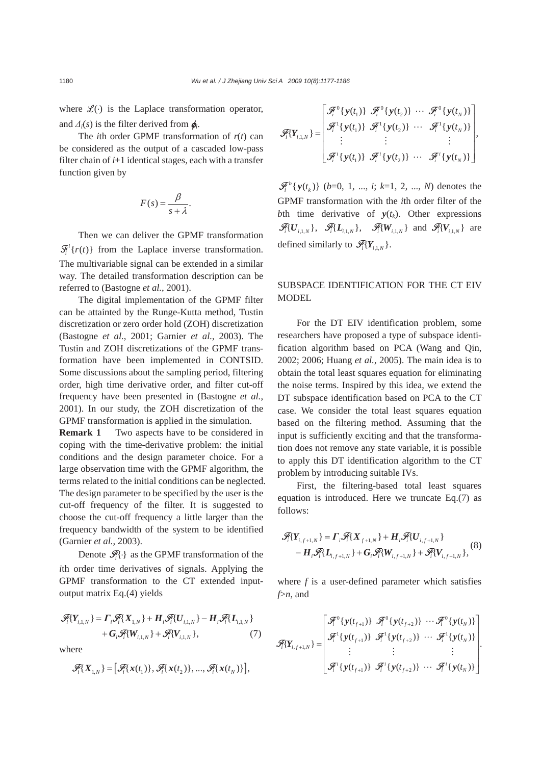where $\mathcal{L}(\cdot)$ is the Laplace transformation operator, and $\Delta_i(s)$ is the filter derived from $\phi_i$.

The $i$th order GPMF transformation of $r(t)$ can be considered as the output of a cascaded low-pass filter chain of $i$+1 identical stages, each with a transfer function given by

$$F(s) = \frac{\beta}{s+\lambda}.$$

Then we can deliver the GPMF transformation $\mathcal{F}_i^i\{r(t)\}$ from the Laplace inverse transformation. The multivariable signal can be extended in a similar way. The detailed transformation description can be referred to (Bastogne *et al.*, 2001).

The digital implementation of the GPMF filter can be attainted by the Runge-Kutta method, Tustin discretization or zero order hold (ZOH) discretization (Bastogne *et al.*, 2001; Garnier *et al.*, 2003). The Tustin and ZOH discretizations of the GPMF transformation have been implemented in CONTSID. Some discussions about the sampling period, filtering order, high time derivative order, and filter cut-off frequency have been presented in (Bastogne *et al.*, 2001). In our study, the ZOH discretization of the GPMF transformation is applied in the simulation.

**Remark 1** Two aspects have to be considered in coping with the time-derivative problem: the initial conditions and the design parameter choice. For a large observation time with the GPMF algorithm, the terms related to the initial conditions can be neglected. The design parameter to be specified by the user is the cut-off frequency of the filter. It is suggested to choose the cut-off frequency a little larger than the frequency bandwidth of the system to be identified (Garnier *et al.*, 2003).

Denote $\mathcal{F}_i\{\cdot\}$ as the GPMF transformation of the $i$th order time derivatives of signals. Applying the GPMF transformation to the CT extended input-output matrix Eq.(4) yields

$$\begin{aligned}\mathcal{F}_i\{\boldsymbol{Y}_{i,1,N}\} = \boldsymbol{\Gamma}_i\mathcal{F}_i\{\boldsymbol{X}_{1,N}\} + \boldsymbol{H}_i\mathcal{F}_i\{\boldsymbol{U}_{i,1,N}\} - \boldsymbol{H}_i\mathcal{F}_i\{\boldsymbol{L}_{i,1,N}\} \\ + \boldsymbol{G}_i\mathcal{F}_i\{\boldsymbol{W}_{i,1,N}\} + \mathcal{F}_i\{\boldsymbol{V}_{i,1,N}\},\end{aligned} \tag{7}$$

where

$$\mathcal{F}_i\{\boldsymbol{X}_{1,N}\} = \left[\mathcal{F}_i\{\boldsymbol{x}(t_1)\}, \mathcal{F}_i\{\boldsymbol{x}(t_2)\}, ..., \mathcal{F}_i\{\boldsymbol{x}(t_N)\}\right],$$

$$\mathcal{F}_i\{\boldsymbol{Y}_{i,1,N}\} = \begin{bmatrix} \mathcal{F}_i^0\{\boldsymbol{y}(t_1)\} & \mathcal{F}_i^0\{\boldsymbol{y}(t_2)\} & \cdots & \mathcal{F}_i^0\{\boldsymbol{y}(t_N)\} \\ \mathcal{F}_i^1\{\boldsymbol{y}(t_1)\} & \mathcal{F}_i^1\{\boldsymbol{y}(t_2)\} & \cdots & \mathcal{F}_i^1\{\boldsymbol{y}(t_N)\} \\ \vdots & \vdots & & \vdots \\ \mathcal{F}_i^i\{\boldsymbol{y}(t_1)\} & \mathcal{F}_i^i\{\boldsymbol{y}(t_2)\} & \cdots & \mathcal{F}_i^i\{\boldsymbol{y}(t_N)\} \end{bmatrix},$$

$\mathcal{F}_i^b\{\boldsymbol{y}(t_k)\}$ ($b$=0, 1, ..., $i$; $k$=1, 2, ..., $N$) denotes the GPMF transformation with the $i$th order filter of the $b$th time derivative of $\boldsymbol{y}(t_k)$. Other expressions $\mathcal{F}_i\{\boldsymbol{U}_{i,1,N}\}$, $\mathcal{F}_i\{\boldsymbol{L}_{i,1,N}\}$, $\mathcal{F}_i\{\boldsymbol{W}_{i,1,N}\}$ and $\mathcal{F}_i\{\boldsymbol{V}_{i,1,N}\}$ are defined similarly to $\mathcal{F}_i\{\boldsymbol{Y}_{i,1,N}\}$.

## SUBSPACE IDENTIFICATION FOR THE CT EIV MODEL

For the DT EIV identification problem, some researchers have proposed a type of subspace identification algorithm based on PCA (Wang and Qin, 2002; 2006; Huang *et al.*, 2005). The main idea is to obtain the total least squares equation for eliminating the noise terms. Inspired by this idea, we extend the DT subspace identification based on PCA to the CT case. We consider the total least squares equation based on the filtering method. Assuming that the input is sufficiently exciting and that the transformation does not remove any state variable, it is possible to apply this DT identification algorithm to the CT problem by introducing suitable IVs.

First, the filtering-based total least squares equation is introduced. Here we truncate Eq.(7) as follows:

$$\begin{aligned}\mathcal{F}_i\{\boldsymbol{Y}_{i,f+1,N}\} = \boldsymbol{\Gamma}_i\mathcal{F}_i\{\boldsymbol{X}_{f+1,N}\} + \boldsymbol{H}_i\mathcal{F}_i\{\boldsymbol{U}_{i,f+1,N}\} \\ - \boldsymbol{H}_i\mathcal{F}_i\{\boldsymbol{L}_{i,f+1,N}\} + \boldsymbol{G}_i\mathcal{F}_i\{\boldsymbol{W}_{i,f+1,N}\} + \mathcal{F}_i\{\boldsymbol{V}_{i,f+1,N}\},\end{aligned} \tag{8}$$

where $f$ is a user-defined parameter which satisfies $f$>$n$, and

$$\mathcal{F}_i\{\boldsymbol{Y}_{i,f+1,N}\} = \begin{bmatrix} \mathcal{F}_i^0\{\boldsymbol{y}(t_{f+1})\} & \mathcal{F}_i^0\{\boldsymbol{y}(t_{f+2})\} & \cdots \mathcal{F}_i^0\{\boldsymbol{y}(t_N)\} \\ \mathcal{F}_i^1\{\boldsymbol{y}(t_{f+1})\} & \mathcal{F}_i^1\{\boldsymbol{y}(t_{f+2})\} & \cdots & \mathcal{F}_i^1\{\boldsymbol{y}(t_N)\} \\ \vdots & \vdots & & \vdots \\ \mathcal{F}_i^i\{\boldsymbol{y}(t_{f+1})\} & \mathcal{F}_i^i\{\boldsymbol{y}(t_{f+2})\} & \cdots & \mathcal{F}_i^i\{\boldsymbol{y}(t_N)\} \end{bmatrix}.$$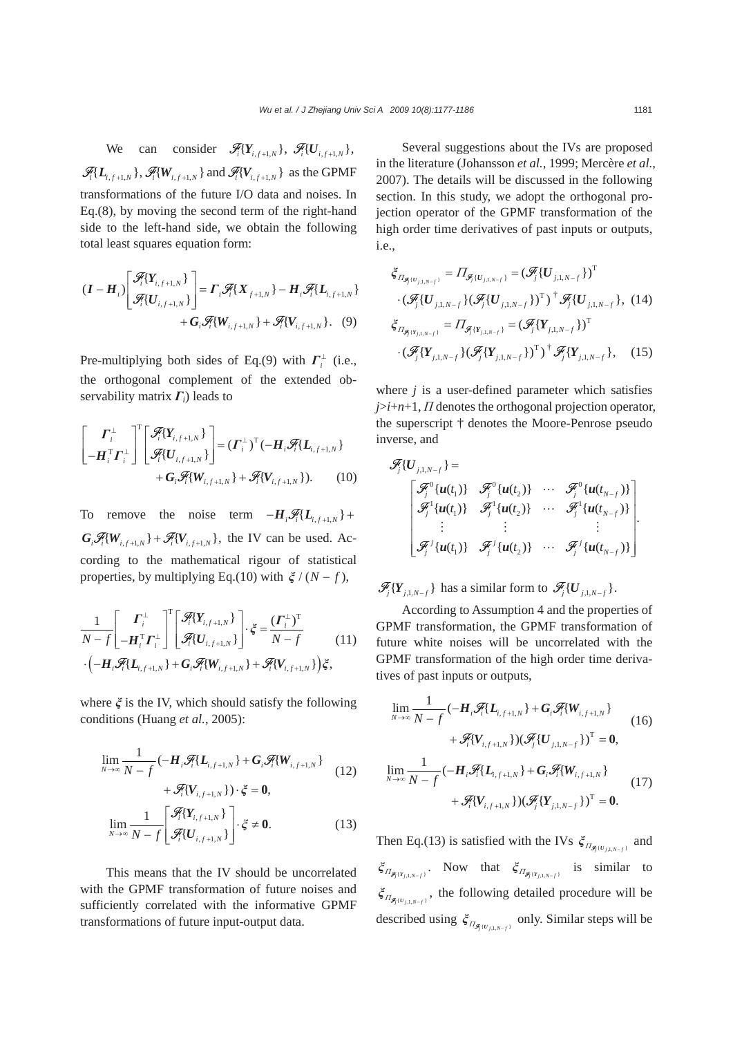We can consider $\mathscr{F}_i\{\boldsymbol{Y}_{i,f+1,N}\}$, $\mathscr{F}_i\{\boldsymbol{U}_{i,f+1,N}\}$, $\mathscr{F}_i\{\boldsymbol{L}_{i,f+1,N}\}$, $\mathscr{F}_i\{\boldsymbol{W}_{i,f+1,N}\}$ and $\mathscr{F}_i\{\boldsymbol{V}_{i,f+1,N}\}$ as the GPMF transformations of the future I/O data and noises. In Eq.(8), by moving the second term of the right-hand side to the left-hand side, we obtain the following total least squares equation form:

$$(\boldsymbol{I}-\boldsymbol{H}_i)\begin{bmatrix}\mathscr{F}_i\{\boldsymbol{Y}_{i,f+1,N}\}\\ \mathscr{F}_i\{\boldsymbol{U}_{i,f+1,N}\}\end{bmatrix}=\boldsymbol{\Gamma}_i\mathscr{F}_i\{\boldsymbol{X}_{f+1,N}\}-\boldsymbol{H}_i\mathscr{F}_i\{\boldsymbol{L}_{i,f+1,N}\}+\boldsymbol{G}_i\mathscr{F}_i\{\boldsymbol{W}_{i,f+1,N}\}+\mathscr{F}_i\{\boldsymbol{V}_{i,f+1,N}\}. \quad (9)$$

Pre-multiplying both sides of Eq.(9) with $\boldsymbol{\Gamma}_i^{\perp}$ (i.e., the orthogonal complement of the extended observability matrix $\boldsymbol{\Gamma}_i$) leads to

$$\begin{bmatrix}\boldsymbol{\Gamma}_i^{\perp}\\ -\boldsymbol{H}_i^{\mathrm{T}}\boldsymbol{\Gamma}_i^{\perp}\end{bmatrix}^{\mathrm{T}}\begin{bmatrix}\mathscr{F}_i\{\boldsymbol{Y}_{i,f+1,N}\}\\ \mathscr{F}_i\{\boldsymbol{U}_{i,f+1,N}\}\end{bmatrix}=(\boldsymbol{\Gamma}_i^{\perp})^{\mathrm{T}}(-\boldsymbol{H}_i\mathscr{F}_i\{\boldsymbol{L}_{i,f+1,N}\}+\boldsymbol{G}_i\mathscr{F}_i\{\boldsymbol{W}_{i,f+1,N}\}+\mathscr{F}_i\{\boldsymbol{V}_{i,f+1,N}\}). \quad (10)$$

To remove the noise term $-\boldsymbol{H}_i\mathscr{F}_i\{\boldsymbol{L}_{i,f+1,N}\}+\boldsymbol{G}_i\mathscr{F}_i\{\boldsymbol{W}_{i,f+1,N}\}+\mathscr{F}_i\{\boldsymbol{V}_{i,f+1,N}\}$, the IV can be used. According to the mathematical rigour of statistical properties, by multiplying Eq.(10) with $\boldsymbol{\xi}/(N-f)$,

$$\frac{1}{N-f}\begin{bmatrix}\boldsymbol{\Gamma}_i^{\perp}\\ -\boldsymbol{H}_i^{\mathrm{T}}\boldsymbol{\Gamma}_i^{\perp}\end{bmatrix}^{\mathrm{T}}\begin{bmatrix}\mathscr{F}_i\{\boldsymbol{Y}_{i,f+1,N}\}\\ \mathscr{F}_i\{\boldsymbol{U}_{i,f+1,N}\}\end{bmatrix}\cdot\boldsymbol{\xi}=\frac{(\boldsymbol{\Gamma}_i^{\perp})^{\mathrm{T}}}{N-f}\cdot\left(-\boldsymbol{H}_i\mathscr{F}_i\{\boldsymbol{L}_{i,f+1,N}\}+\boldsymbol{G}_i\mathscr{F}_i\{\boldsymbol{W}_{i,f+1,N}\}+\mathscr{F}_i\{\boldsymbol{V}_{i,f+1,N}\}\right)\boldsymbol{\xi}, \quad (11)$$

where $\boldsymbol{\xi}$ is the IV, which should satisfy the following conditions (Huang *et al.*, 2005):

$$\lim_{N\to\infty}\frac{1}{N-f}(-\boldsymbol{H}_i\mathscr{F}_i\{\boldsymbol{L}_{i,f+1,N}\}+\boldsymbol{G}_i\mathscr{F}_i\{\boldsymbol{W}_{i,f+1,N}\}+\mathscr{F}_i\{\boldsymbol{V}_{i,f+1,N}\})\cdot\boldsymbol{\xi}=\boldsymbol{0}, \quad (12)$$

$$\lim_{N\to\infty}\frac{1}{N-f}\begin{bmatrix}\mathscr{F}_i\{\boldsymbol{Y}_{i,f+1,N}\}\\ \mathscr{F}_i\{\boldsymbol{U}_{i,f+1,N}\}\end{bmatrix}\cdot\boldsymbol{\xi}\neq\boldsymbol{0}. \quad (13)$$

This means that the IV should be uncorrelated with the GPMF transformation of future noises and sufficiently correlated with the informative GPMF transformations of future input-output data.

Several suggestions about the IVs are proposed in the literature (Johansson *et al.*, 1999; Mercère *et al.*, 2007). The details will be discussed in the following section. In this study, we adopt the orthogonal projection operator of the GPMF transformation of the high order time derivatives of past inputs or outputs, i.e.,

$$\boldsymbol{\xi}_{\Pi_{\mathscr{F}_j\{\boldsymbol{U}_{j,1,N-f}\}}}=\Pi_{\mathscr{F}_j\{\boldsymbol{U}_{j,1,N-f}\}}=(\mathscr{F}_j\{\boldsymbol{U}_{j,1,N-f}\})^{\mathrm{T}}\cdot(\mathscr{F}_j\{\boldsymbol{U}_{j,1,N-f}\}(\mathscr{F}_j\{\boldsymbol{U}_{j,1,N-f}\})^{\mathrm{T}})^{\dagger}\mathscr{F}_j\{\boldsymbol{U}_{j,1,N-f}\}, \quad (14)$$

$$\boldsymbol{\xi}_{\Pi_{\mathscr{F}_j\{\boldsymbol{Y}_{j,1,N-f}\}}}=\Pi_{\mathscr{F}_j\{\boldsymbol{Y}_{j,1,N-f}\}}=(\mathscr{F}_j\{\boldsymbol{Y}_{j,1,N-f}\})^{\mathrm{T}}\cdot(\mathscr{F}_j\{\boldsymbol{Y}_{j,1,N-f}\}(\mathscr{F}_j\{\boldsymbol{Y}_{j,1,N-f}\})^{\mathrm{T}})^{\dagger}\mathscr{F}_j\{\boldsymbol{Y}_{j,1,N-f}\}, \quad (15)$$

where $j$ is a user-defined parameter which satisfies $j>i+n+1$, $\Pi$ denotes the orthogonal projection operator, the superscript † denotes the Moore-Penrose pseudo inverse, and

$$\mathscr{F}_j\{\boldsymbol{U}_{j,1,N-f}\}=\begin{bmatrix}\mathscr{F}_j^0\{\boldsymbol{u}(t_1)\} & \mathscr{F}_j^0\{\boldsymbol{u}(t_2)\} & \cdots & \mathscr{F}_j^0\{\boldsymbol{u}(t_{N-f})\}\\ \mathscr{F}_j^1\{\boldsymbol{u}(t_1)\} & \mathscr{F}_j^1\{\boldsymbol{u}(t_2)\} & \cdots & \mathscr{F}_j^1\{\boldsymbol{u}(t_{N-f})\}\\ \vdots & \vdots & & \vdots\\ \mathscr{F}_j^j\{\boldsymbol{u}(t_1)\} & \mathscr{F}_j^j\{\boldsymbol{u}(t_2)\} & \cdots & \mathscr{F}_j^j\{\boldsymbol{u}(t_{N-f})\}\end{bmatrix}.$$

$\mathscr{F}_j\{\boldsymbol{Y}_{j,1,N-f}\}$ has a similar form to $\mathscr{F}_j\{\boldsymbol{U}_{j,1,N-f}\}$.

According to Assumption 4 and the properties of GPMF transformation, the GPMF transformation of future white noises will be uncorrelated with the GPMF transformation of the high order time derivatives of past inputs or outputs,

$$\lim_{N\to\infty}\frac{1}{N-f}(-\boldsymbol{H}_i\mathscr{F}_i\{\boldsymbol{L}_{i,f+1,N}\}+\boldsymbol{G}_i\mathscr{F}_i\{\boldsymbol{W}_{i,f+1,N}\}+\mathscr{F}_i\{\boldsymbol{V}_{i,f+1,N}\})(\mathscr{F}_j\{\boldsymbol{U}_{j,1,N-f}\})^{\mathrm{T}}=\boldsymbol{0}, \quad (16)$$

$$\lim_{N\to\infty}\frac{1}{N-f}(-\boldsymbol{H}_i\mathscr{F}_i\{\boldsymbol{L}_{i,f+1,N}\}+\boldsymbol{G}_i\mathscr{F}_i\{\boldsymbol{W}_{i,f+1,N}\}+\mathscr{F}_i\{\boldsymbol{V}_{i,f+1,N}\})(\mathscr{F}_j\{\boldsymbol{Y}_{j,1,N-f}\})^{\mathrm{T}}=\boldsymbol{0}. \quad (17)$$

Then Eq.(13) is satisfied with the IVs $\boldsymbol{\xi}_{\Pi_{\mathscr{F}_j\{\boldsymbol{U}_{j,1,N-f}\}}}$ and $\boldsymbol{\xi}_{\Pi_{\mathscr{F}_j\{\boldsymbol{Y}_{j,1,N-f}\}}}$. Now that $\boldsymbol{\xi}_{\Pi_{\mathscr{F}_j\{\boldsymbol{Y}_{j,1,N-f}\}}}$ is similar to $\boldsymbol{\xi}_{\Pi_{\mathscr{F}_j\{\boldsymbol{U}_{j,1,N-f}\}}}$, the following detailed procedure will be described using $\boldsymbol{\xi}_{\Pi_{\mathscr{F}_j\{\boldsymbol{U}_{j,1,N-f}\}}}$ only. Similar steps will be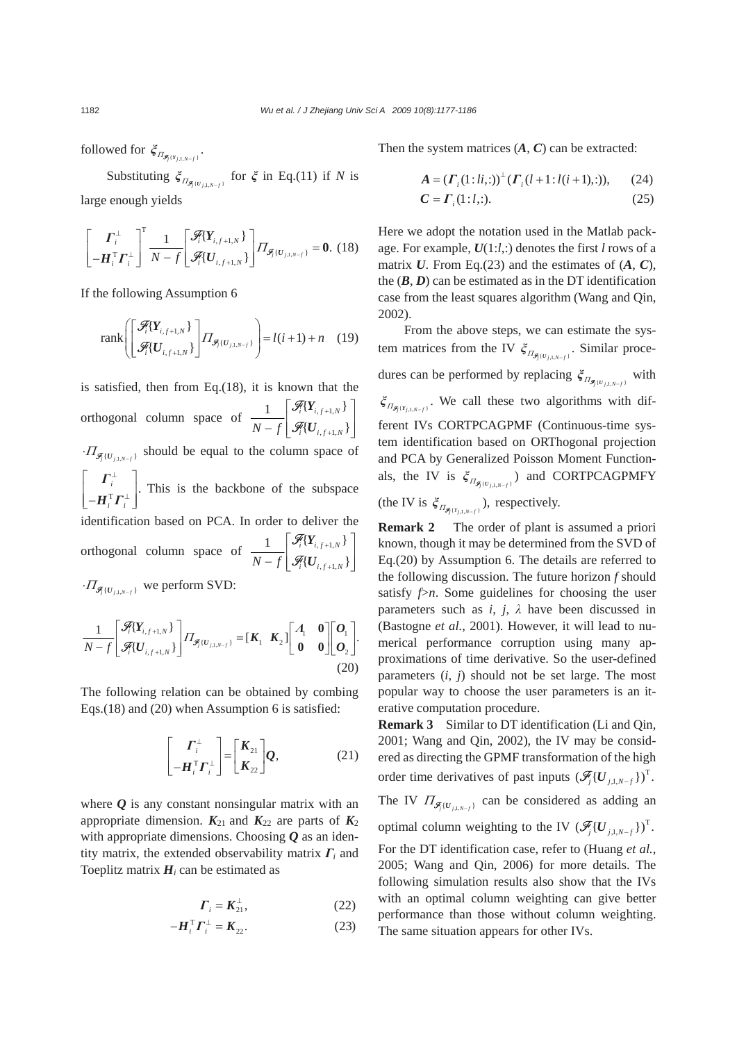followed for $\xi_{\Pi_{\mathscr{F}_j\{Y_{j,1,N-f}\}}}$.

Substituting $\xi_{\Pi_{\mathscr{F}_j\{U_{j,1,N-f}\}}}$ for $\xi$ in Eq.(11) if $N$ is large enough yields

$$\begin{bmatrix} \boldsymbol{\Gamma}_i^{\perp} \\ -\boldsymbol{H}_i^{\mathrm{T}}\boldsymbol{\Gamma}_i^{\perp} \end{bmatrix}^{\mathrm{T}} \frac{1}{N-f}\begin{bmatrix} \mathscr{F}_i\{\boldsymbol{Y}_{i,f+1,N}\} \\ \mathscr{F}_i\{\boldsymbol{U}_{i,f+1,N}\} \end{bmatrix} \Pi_{\mathscr{F}_j\{\boldsymbol{U}_{j,1,N-f}\}} = \boldsymbol{0}. \quad (18)$$

If the following Assumption 6

$$\mathrm{rank}\left( \begin{bmatrix} \mathscr{F}_i\{\boldsymbol{Y}_{i,f+1,N}\} \\ \mathscr{F}_i\{\boldsymbol{U}_{i,f+1,N}\} \end{bmatrix} \Pi_{\mathscr{F}_j\{\boldsymbol{U}_{j,1,N-f}\}} \right) = l(i+1)+n \quad (19)$$

is satisfied, then from Eq.(18), it is known that the orthogonal column space of $\frac{1}{N-f}\begin{bmatrix} \mathscr{F}_i\{\boldsymbol{Y}_{i,f+1,N}\} \\ \mathscr{F}_i\{\boldsymbol{U}_{i,f+1,N}\} \end{bmatrix} \cdot \Pi_{\mathscr{F}_j\{\boldsymbol{U}_{j,1,N-f}\}}$ should be equal to the column space of $\begin{bmatrix} \boldsymbol{\Gamma}_i^{\perp} \\ -\boldsymbol{H}_i^{\mathrm{T}}\boldsymbol{\Gamma}_i^{\perp} \end{bmatrix}$. This is the backbone of the subspace identification based on PCA. In order to deliver the orthogonal column space of $\frac{1}{N-f}\begin{bmatrix} \mathscr{F}_i\{\boldsymbol{Y}_{i,f+1,N}\} \\ \mathscr{F}_i\{\boldsymbol{U}_{i,f+1,N}\} \end{bmatrix} \cdot \Pi_{\mathscr{F}_j\{\boldsymbol{U}_{j,1,N-f}\}}$ we perform SVD:

$$\frac{1}{N-f}\begin{bmatrix} \mathscr{F}_i\{\boldsymbol{Y}_{i,f+1,N}\} \\ \mathscr{F}_i\{\boldsymbol{U}_{i,f+1,N}\} \end{bmatrix} \Pi_{\mathscr{F}_j\{\boldsymbol{U}_{j,1,N-f}\}} = [\boldsymbol{K}_1 \;\; \boldsymbol{K}_2] \begin{bmatrix} \boldsymbol{\Lambda}_1 & \boldsymbol{0} \\ \boldsymbol{0} & \boldsymbol{0} \end{bmatrix} \begin{bmatrix} \boldsymbol{O}_1 \\ \boldsymbol{O}_2 \end{bmatrix}. \quad (20)$$

The following relation can be obtained by combing Eqs.(18) and (20) when Assumption 6 is satisfied:

$$\begin{bmatrix} \boldsymbol{\Gamma}_i^{\perp} \\ -\boldsymbol{H}_i^{\mathrm{T}}\boldsymbol{\Gamma}_i^{\perp} \end{bmatrix} = \begin{bmatrix} \boldsymbol{K}_{21} \\ \boldsymbol{K}_{22} \end{bmatrix} \boldsymbol{Q}, \quad (21)$$

where $\boldsymbol{Q}$ is any constant nonsingular matrix with an appropriate dimension. $\boldsymbol{K}_{21}$ and $\boldsymbol{K}_{22}$ are parts of $\boldsymbol{K}_2$ with appropriate dimensions. Choosing $\boldsymbol{Q}$ as an identity matrix, the extended observability matrix $\boldsymbol{\Gamma}_i$ and Toeplitz matrix $\boldsymbol{H}_i$ can be estimated as

$$\boldsymbol{\Gamma}_i = \boldsymbol{K}_{21}^{\perp}, \quad (22)$$

$$-\boldsymbol{H}_i^{\mathrm{T}}\boldsymbol{\Gamma}_i^{\perp} = \boldsymbol{K}_{22}. \quad (23)$$

Then the system matrices ($\boldsymbol{A}$, $\boldsymbol{C}$) can be extracted:

$$\boldsymbol{A} = (\boldsymbol{\Gamma}_i(1:li,:))^{\perp}(\boldsymbol{\Gamma}_i(l+1:l(i+1),:)), \quad (24)$$

$$\boldsymbol{C} = \boldsymbol{\Gamma}_i(1:l,:). \quad (25)$$

Here we adopt the notation used in the Matlab package. For example, $\boldsymbol{U}(1{:}l,:)$ denotes the first $l$ rows of a matrix $\boldsymbol{U}$. From Eq.(23) and the estimates of ($\boldsymbol{A}$, $\boldsymbol{C}$), the ($\boldsymbol{B}$, $\boldsymbol{D}$) can be estimated as in the DT identification case from the least squares algorithm (Wang and Qin, 2002).

From the above steps, we can estimate the system matrices from the IV $\xi_{\Pi_{\mathscr{F}_j\{U_{j,1,N-f}\}}}$. Similar procedures can be performed by replacing $\xi_{\Pi_{\mathscr{F}_j\{U_{j,1,N-f}\}}}$ with $\xi_{\Pi_{\mathscr{F}_j\{Y_{j,1,N-f}\}}}$. We call these two algorithms with different IVs CORTPCAGPMF (Continuous-time system identification based on ORThogonal projection and PCA by Generalized Poisson Moment Functionals, the IV is $\xi_{\Pi_{\mathscr{F}_j\{U_{j,1,N-f}\}}}$) and CORTPCAGPMFY (the IV is $\xi_{\Pi_{\mathscr{F}_j\{Y_{j,1,N-f}\}}}$), respectively.

**Remark 2** The order of plant is assumed a priori known, though it may be determined from the SVD of Eq.(20) by Assumption 6. The details are referred to the following discussion. The future horizon $f$ should satisfy $f>n$. Some guidelines for choosing the user parameters such as $i$, $j$, $\lambda$ have been discussed in (Bastogne *et al.*, 2001). However, it will lead to numerical performance corruption using many approximations of time derivative. So the user-defined parameters ($i$, $j$) should not be set large. The most popular way to choose the user parameters is an iterative computation procedure.

**Remark 3** Similar to DT identification (Li and Qin, 2001; Wang and Qin, 2002), the IV may be considered as directing the GPMF transformation of the high order time derivatives of past inputs $(\mathscr{F}_j\{\boldsymbol{U}_{j,1,N-f}\})^{\mathrm{T}}$. The IV $\Pi_{\mathscr{F}_j\{U_{j,1,N-f}\}}$ can be considered as adding an optimal column weighting to the IV $(\mathscr{F}_j\{\boldsymbol{U}_{j,1,N-f}\})^{\mathrm{T}}$. For the DT identification case, refer to (Huang *et al.*, 2005; Wang and Qin, 2006) for more details. The following simulation results also show that the IVs with an optimal column weighting can give better performance than those without column weighting. The same situation appears for other IVs.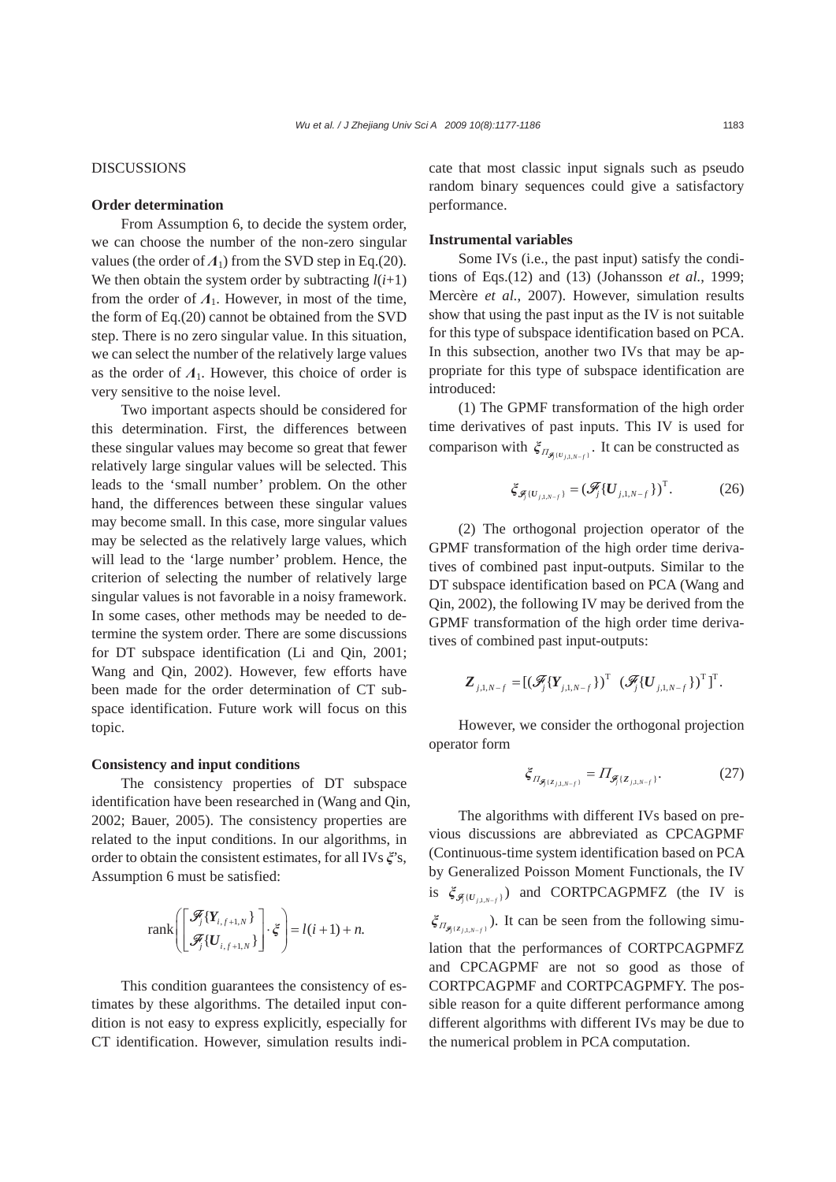## DISCUSSIONS

### Order determination

From Assumption 6, to decide the system order, we can choose the number of the non-zero singular values (the order of $\boldsymbol{\Lambda}_1$) from the SVD step in Eq.(20). We then obtain the system order by subtracting $l(i+1)$ from the order of $\boldsymbol{\Lambda}_1$. However, in most of the time, the form of Eq.(20) cannot be obtained from the SVD step. There is no zero singular value. In this situation, we can select the number of the relatively large values as the order of $\boldsymbol{\Lambda}_1$. However, this choice of order is very sensitive to the noise level.

Two important aspects should be considered for this determination. First, the differences between these singular values may become so great that fewer relatively large singular values will be selected. This leads to the 'small number' problem. On the other hand, the differences between these singular values may become small. In this case, more singular values may be selected as the relatively large values, which will lead to the 'large number' problem. Hence, the criterion of selecting the number of relatively large singular values is not favorable in a noisy framework. In some cases, other methods may be needed to determine the system order. There are some discussions for DT subspace identification (Li and Qin, 2001; Wang and Qin, 2002). However, few efforts have been made for the order determination of CT subspace identification. Future work will focus on this topic.

### Consistency and input conditions

The consistency properties of DT subspace identification have been researched in (Wang and Qin, 2002; Bauer, 2005). The consistency properties are related to the input conditions. In our algorithms, in order to obtain the consistent estimates, for all IVs $\boldsymbol{\xi}$'s, Assumption 6 must be satisfied:

$$\operatorname{rank}\left(\begin{bmatrix} \mathscr{F}_j\{\boldsymbol{Y}_{i,f+1,N}\} \\ \mathscr{F}_j\{\boldsymbol{U}_{i,f+1,N}\} \end{bmatrix} \cdot \boldsymbol{\xi}\right) = l(i+1)+n.$$

This condition guarantees the consistency of estimates by these algorithms. The detailed input condition is not easy to express explicitly, especially for CT identification. However, simulation results indicate that most classic input signals such as pseudo random binary sequences could give a satisfactory performance.

### Instrumental variables

Some IVs (i.e., the past input) satisfy the conditions of Eqs.(12) and (13) (Johansson *et al.*, 1999; Mercère *et al.*, 2007). However, simulation results show that using the past input as the IV is not suitable for this type of subspace identification based on PCA. In this subsection, another two IVs that may be appropriate for this type of subspace identification are introduced:

(1) The GPMF transformation of the high order time derivatives of past inputs. This IV is used for comparison with $\boldsymbol{\xi}_{\Pi_{\mathscr{F}_j\{\boldsymbol{U}_{j,1,N-f}\}}}$. It can be constructed as

$$\boldsymbol{\xi}_{\mathscr{F}_j\{\boldsymbol{U}_{j,1,N-f}\}} = (\mathscr{F}_j\{\boldsymbol{U}_{j,1,N-f}\})^{\mathrm{T}}. \tag{26}$$

(2) The orthogonal projection operator of the GPMF transformation of the high order time derivatives of combined past input-outputs. Similar to the DT subspace identification based on PCA (Wang and Qin, 2002), the following IV may be derived from the GPMF transformation of the high order time derivatives of combined past input-outputs:

$$\boldsymbol{Z}_{j,1,N-f} = [(\mathscr{F}_j\{\boldsymbol{Y}_{j,1,N-f}\})^{\mathrm{T}} \ \ (\mathscr{F}_j\{\boldsymbol{U}_{j,1,N-f}\})^{\mathrm{T}}]^{\mathrm{T}}.$$

However, we consider the orthogonal projection operator form

$$\boldsymbol{\xi}_{\Pi_{\mathscr{F}_j\{\boldsymbol{Z}_{j,1,N-f}\}}} = \Pi_{\mathscr{F}_j\{\boldsymbol{Z}_{j,1,N-f}\}}. \tag{27}$$

The algorithms with different IVs based on previous discussions are abbreviated as CPCAGPMF (Continuous-time system identification based on PCA by Generalized Poisson Moment Functionals, the IV is $\boldsymbol{\xi}_{\mathscr{F}_j\{\boldsymbol{U}_{j,1,N-f}\}}$) and CORTPCAGPMFZ (the IV is $\boldsymbol{\xi}_{\Pi_{\mathscr{F}_j\{\boldsymbol{Z}_{j,1,N-f}\}}}$). It can be seen from the following simulation that the performances of CORTPCAGPMFZ and CPCAGPMF are not so good as those of CORTPCAGPMF and CORTPCAGPMFY. The possible reason for a quite different performance among different algorithms with different IVs may be due to the numerical problem in PCA computation.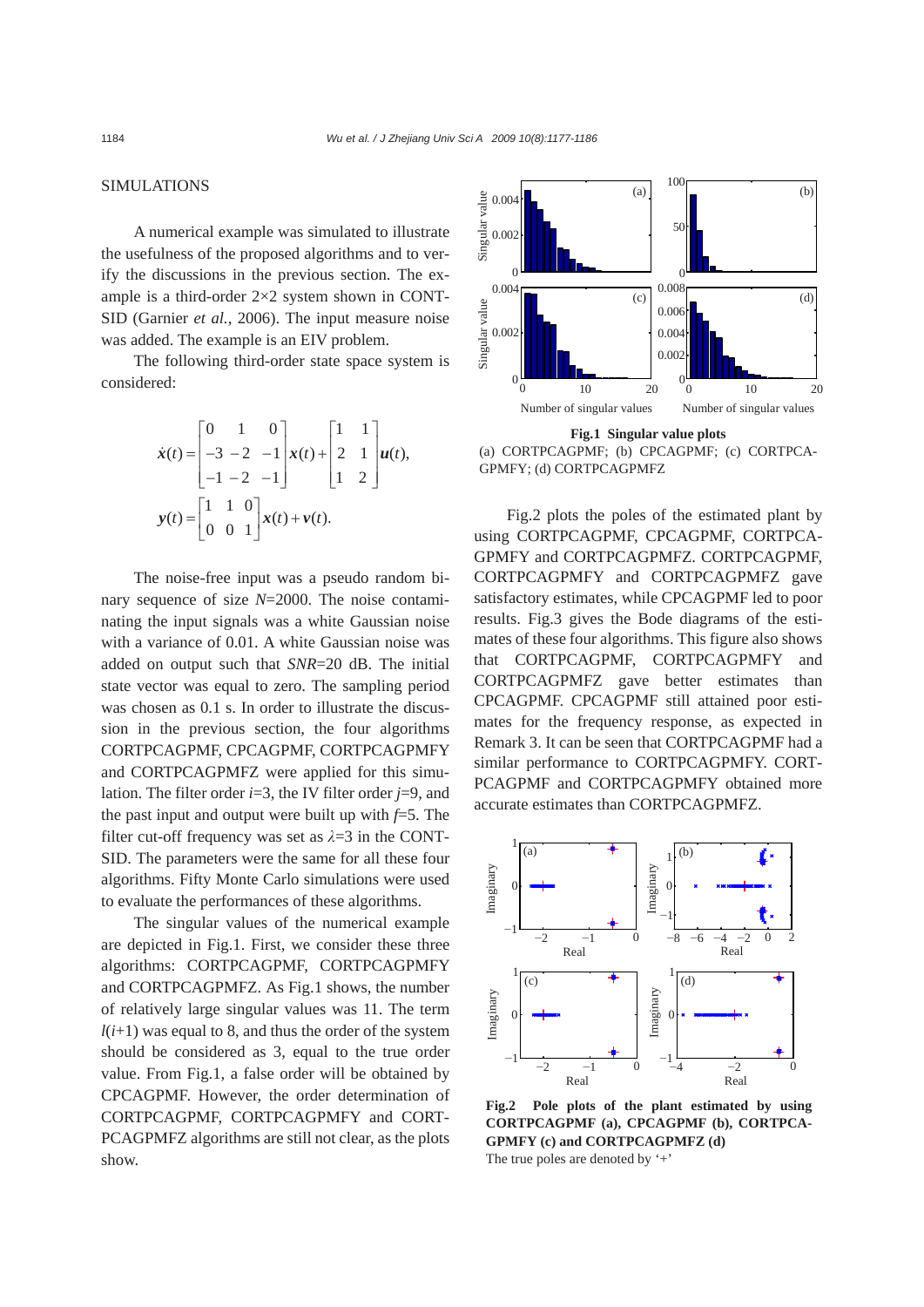## SIMULATIONS

A numerical example was simulated to illustrate the usefulness of the proposed algorithms and to verify the discussions in the previous section. The example is a third-order 2×2 system shown in CONTSID (Garnier *et al.*, 2006). The input measure noise was added. The example is an EIV problem.

The following third-order state space system is considered:

$$\dot{\boldsymbol{x}}(t)=\begin{bmatrix}0 & 1 & 0\\ -3 & -2 & -1\\ -1 & -2 & -1\end{bmatrix}\boldsymbol{x}(t)+\begin{bmatrix}1 & 1\\ 2 & 1\\ 1 & 2\end{bmatrix}\boldsymbol{u}(t),$$

$$\boldsymbol{y}(t)=\begin{bmatrix}1 & 1 & 0\\ 0 & 0 & 1\end{bmatrix}\boldsymbol{x}(t)+\boldsymbol{v}(t).$$

The noise-free input was a pseudo random binary sequence of size $N$=2000. The noise contaminating the input signals was a white Gaussian noise with a variance of 0.01. A white Gaussian noise was added on output such that $SNR$=20 dB. The initial state vector was equal to zero. The sampling period was chosen as 0.1 s. In order to illustrate the discussion in the previous section, the four algorithms CORTPCAGPMF, CPCAGPMF, CORTPCAGPMFY and CORTPCAGPMFZ were applied for this simulation. The filter order $i$=3, the IV filter order $j$=9, and the past input and output were built up with $f$=5. The filter cut-off frequency was set as $\lambda$=3 in the CONTSID. The parameters were the same for all these four algorithms. Fifty Monte Carlo simulations were used to evaluate the performances of these algorithms.

The singular values of the numerical example are depicted in Fig.1. First, we consider these three algorithms: CORTPCAGPMF, CORTPCAGPMFY and CORTPCAGPMFZ. As Fig.1 shows, the number of relatively large singular values was 11. The term $l(i+1)$ was equal to 8, and thus the order of the system should be considered as 3, equal to the true order value. From Fig.1, a false order will be obtained by CPCAGPMF. However, the order determination of CORTPCAGPMF, CORTPCAGPMFY and CORTPCAGPMFZ algorithms are still not clear, as the plots show.

**Fig.1 Singular value plots**
(a) CORTPCAGPMF; (b) CPCAGPMF; (c) CORTPCAGPMFY; (d) CORTPCAGPMFZ

Fig.2 plots the poles of the estimated plant by using CORTPCAGPMF, CPCAGPMF, CORTPCAGPMFY and CORTPCAGPMFZ. CORTPCAGPMF, CORTPCAGPMFY and CORTPCAGPMFZ gave satisfactory estimates, while CPCAGPMF led to poor results. Fig.3 gives the Bode diagrams of the estimates of these four algorithms. This figure also shows that CORTPCAGPMF, CORTPCAGPMFY and CORTPCAGPMFZ gave better estimates than CPCAGPMF. CPCAGPMF still attained poor estimates for the frequency response, as expected in Remark 3. It can be seen that CORTPCAGPMF had a similar performance to CORTPCAGPMFY. CORTPCAGPMF and CORTPCAGPMFY obtained more accurate estimates than CORTPCAGPMFZ.

**Fig.2 Pole plots of the plant estimated by using CORTPCAGPMF (a), CPCAGPMF (b), CORTPCAGPMFY (c) and CORTPCAGPMFZ (d)**
The true poles are denoted by '+'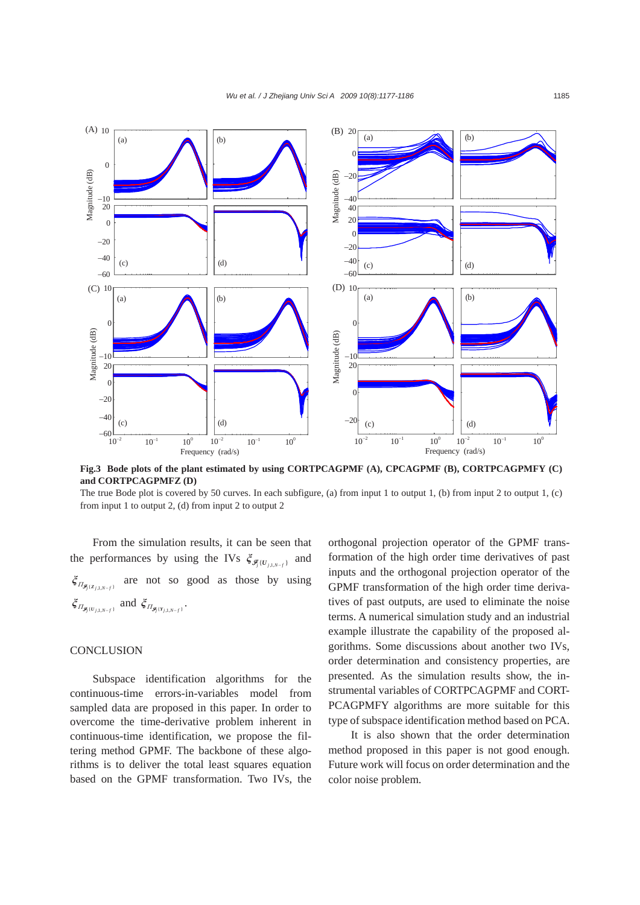**Fig.3 Bode plots of the plant estimated by using CORTPCAGPMF (A), CPCAGPMF (B), CORTPCAGPMFY (C) and CORTPCAGPMFZ (D)**

The true Bode plot is covered by 50 curves. In each subfigure, (a) from input 1 to output 1, (b) from input 2 to output 1, (c) from input 1 to output 2, (d) from input 2 to output 2

From the simulation results, it can be seen that the performances by using the IVs $\xi_{\mathscr{F}_j\{U_{j,1,N-f}\}}$ and $\xi_{\Pi_{\mathscr{F}_j\{Z_{j,1,N-f}\}}}$ are not so good as those by using $\xi_{\Pi_{\mathscr{F}_j\{U_{j,1,N-f}\}}}$ and $\xi_{\Pi_{\mathscr{F}_j\{Y_{j,1,N-f}\}}}$.

## CONCLUSION

Subspace identification algorithms for the continuous-time errors-in-variables model from sampled data are proposed in this paper. In order to overcome the time-derivative problem inherent in continuous-time identification, we propose the filtering method GPMF. The backbone of these algorithms is to deliver the total least squares equation based on the GPMF transformation. Two IVs, the orthogonal projection operator of the GPMF transformation of the high order time derivatives of past inputs and the orthogonal projection operator of the GPMF transformation of the high order time derivatives of past outputs, are used to eliminate the noise terms. A numerical simulation study and an industrial example illustrate the capability of the proposed algorithms. Some discussions about another two IVs, order determination and consistency properties, are presented. As the simulation results show, the instrumental variables of CORTPCAGPMF and CORTPCAGPMFY algorithms are more suitable for this type of subspace identification method based on PCA.

It is also shown that the order determination method proposed in this paper is not good enough. Future work will focus on order determination and the color noise problem.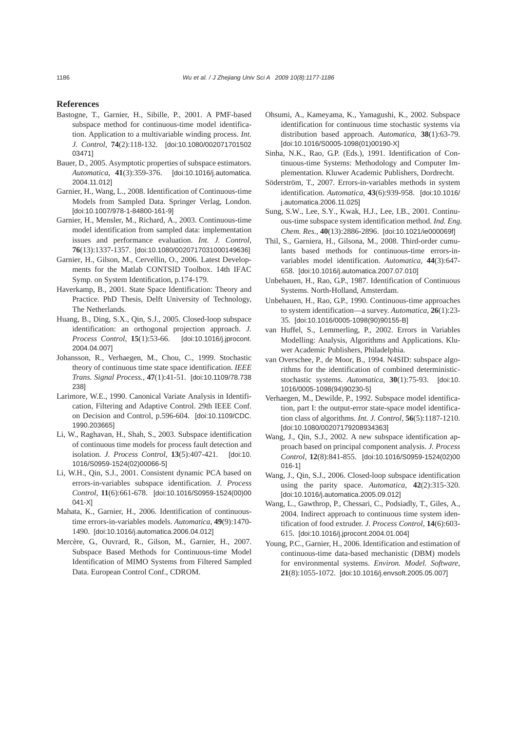## References

Bastogne, T., Garnier, H., Sibille, P., 2001. A PMF-based subspace method for continuous-time model identification. Application to a multivariable winding process. *Int. J. Control*, **74**(2):118-132. [doi:10.1080/002071701502 03471]

Bauer, D., 2005. Asymptotic properties of subspace estimators. *Automatica*, **41**(3):359-376. [doi:10.1016/j.automatica. 2004.11.012]

Garnier, H., Wang, L., 2008. Identification of Continuous-time Models from Sampled Data. Springer Verlag, London. [doi:10.1007/978-1-84800-161-9]

Garnier, H., Mensler, M., Richard, A., 2003. Continuous-time model identification from sampled data: implementation issues and performance evaluation. *Int. J. Control*, **76**(13):1337-1357. [doi:10.1080/0020717031000149636]

Garnier, H., Gilson, M., Cervellin, O., 2006. Latest Developments for the Matlab CONTSID Toolbox. 14th IFAC Symp. on System Identification, p.174-179.

Haverkamp, B., 2001. State Space Identification: Theory and Practice. PhD Thesis, Delft University of Technology, The Netherlands.

Huang, B., Ding, S.X., Qin, S.J., 2005. Closed-loop subspace identification: an orthogonal projection approach. *J. Process Control*, **15**(1):53-66. [doi:10.1016/j.jprocont. 2004.04.007]

Johansson, R., Verhaegen, M., Chou, C., 1999. Stochastic theory of continuous time state space identification. *IEEE Trans. Signal Process.*, **47**(1):41-51. [doi:10.1109/78.738 238]

Larimore, W.E., 1990. Canonical Variate Analysis in Identification, Filtering and Adaptive Control. 29th IEEE Conf. on Decision and Control, p.596-604. [doi:10.1109/CDC. 1990.203665]

Li, W., Raghavan, H., Shah, S., 2003. Subspace identification of continuous time models for process fault detection and isolation. *J. Process Control*, **13**(5):407-421. [doi:10. 1016/S0959-1524(02)00066-5]

Li, W.H., Qin, S.J., 2001. Consistent dynamic PCA based on errors-in-variables subspace identification. *J. Process Control*, **11**(6):661-678. [doi:10.1016/S0959-1524(00)00 041-X]

Mahata, K., Garnier, H., 2006. Identification of continuous-time errors-in-variables models. *Automatica*, **49**(9):1470-1490. [doi:10.1016/j.automatica.2006.04.012]

Mercère, G., Ouvrard, R., Gilson, M., Garnier, H., 2007. Subspace Based Methods for Continuous-time Model Identification of MIMO Systems from Filtered Sampled Data. European Control Conf., CDROM.

Ohsumi, A., Kameyama, K., Yamagushi, K., 2002. Subspace identification for continuous time stochastic systems via distribution based approach. *Automatica*, **38**(1):63-79. [doi:10.1016/S0005-1098(01)00190-X]

Sinha, N.K., Rao, G.P. (Eds.), 1991. Identification of Continuous-time Systems: Methodology and Computer Implementation. Kluwer Academic Publishers, Dordrecht.

Söderström, T., 2007. Errors-in-variables methods in system identification. *Automatica*, **43**(6):939-958. [doi:10.1016/ j.automatica.2006.11.025]

Sung, S.W., Lee, S.Y., Kwak, H.J., Lee, I.B., 2001. Continuous-time subspace system identification method. *Ind. Eng. Chem. Res.*, **40**(13):2886-2896. [doi:10.1021/ie000069f]

Thil, S., Garniera, H., Gilsona, M., 2008. Third-order cumulants based methods for continuous-time errors-in-variables model identification. *Automatica*, **44**(3):647-658. [doi:10.1016/j.automatica.2007.07.010]

Unbehauen, H., Rao, G.P., 1987. Identification of Continuous Systems. North-Holland, Amsterdam.

Unbehauen, H., Rao, G.P., 1990. Continuous-time approaches to system identification—a survey. *Automatica*, **26**(1):23-35. [doi:10.1016/0005-1098(90)90155-B]

van Huffel, S., Lemmerling, P., 2002. Errors in Variables Modelling: Analysis, Algorithms and Applications. Kluwer Academic Publishers, Philadelphia.

van Overschee, P., de Moor, B., 1994. N4SID: subspace algorithms for the identification of combined deterministic-stochastic systems. *Automatica*, **30**(1):75-93. [doi:10. 1016/0005-1098(94)90230-5]

Verhaegen, M., Dewilde, P., 1992. Subspace model identification, part I: the output-error state-space model identification class of algorithms. *Int. J. Control*, **56**(5):1187-1210. [doi:10.1080/00207179208934363]

Wang, J., Qin, S.J., 2002. A new subspace identification approach based on principal component analysis. *J. Process Control*, **12**(8):841-855. [doi:10.1016/S0959-1524(02)00 016-1]

Wang, J., Qin, S.J., 2006. Closed-loop subspace identification using the parity space. *Automatica*, **42**(2):315-320. [doi:10.1016/j.automatica.2005.09.012]

Wang, L., Gawthrop, P., Chessari, C., Podsiadly, T., Giles, A., 2004. Indirect approach to continuous time system identification of food extruder. *J. Process Control*, **14**(6):603-615. [doi:10.1016/j.jprocont.2004.01.004]

Young, P.C., Garnier, H., 2006. Identification and estimation of continuous-time data-based mechanistic (DBM) models for environmental systems. *Environ. Model. Software*, **21**(8):1055-1072. [doi:10.1016/j.envsoft.2005.05.007]